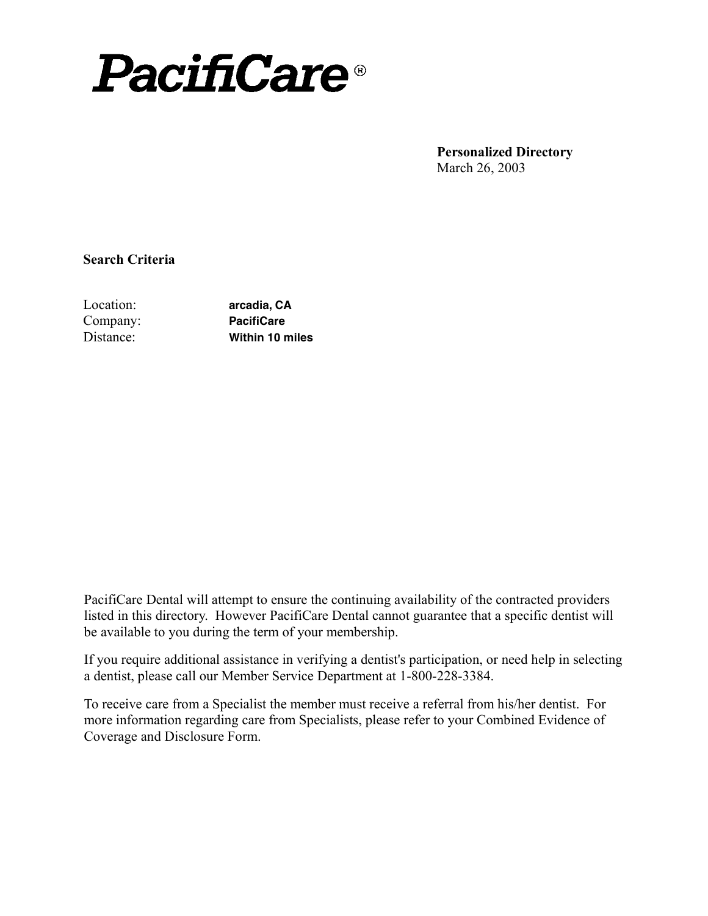# PacifiCare®

**Personalized Directory**
March 26, 2003

**Search Criteria**

Location: **arcadia, CA**
Company: **PacifiCare**
Distance: **Within 10 miles**

PacifiCare Dental will attempt to ensure the continuing availability of the contracted providers listed in this directory. However PacifiCare Dental cannot guarantee that a specific dentist will be available to you during the term of your membership.

If you require additional assistance in verifying a dentist's participation, or need help in selecting a dentist, please call our Member Service Department at 1-800-228-3384.

To receive care from a Specialist the member must receive a referral from his/her dentist. For more information regarding care from Specialists, please refer to your Combined Evidence of Coverage and Disclosure Form.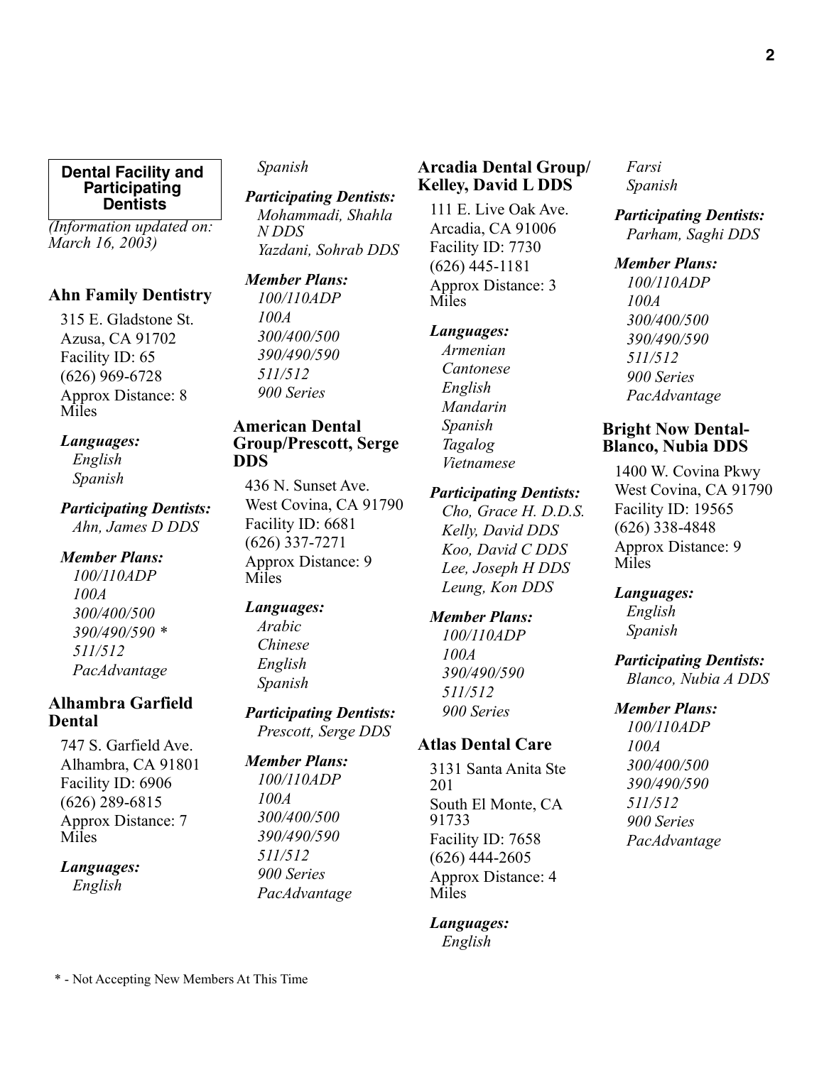**Dental Facility and Participating Dentists**

*(Information updated on: March 16, 2003)*

### Ahn Family Dentistry

315 E. Gladstone St.
Azusa, CA 91702
Facility ID: 65
(626) 969-6728
Approx Distance: 8 Miles

***Languages:***
*English*
*Spanish*

***Participating Dentists:***
*Ahn, James D DDS*

***Member Plans:***
*100/110ADP*
*100A*
*300/400/500*
*390/490/590 **
*511/512*
*PacAdvantage*

### Alhambra Garfield Dental

747 S. Garfield Ave.
Alhambra, CA 91801
Facility ID: 6906
(626) 289-6815
Approx Distance: 7 Miles

***Languages:***
*English*
*Spanish*

***Participating Dentists:***
*Mohammadi, Shahla N DDS*
*Yazdani, Sohrab DDS*

***Member Plans:***
*100/110ADP*
*100A*
*300/400/500*
*390/490/590*
*511/512*
*900 Series*

### American Dental Group/Prescott, Serge DDS

436 N. Sunset Ave.
West Covina, CA 91790
Facility ID: 6681
(626) 337-7271
Approx Distance: 9 Miles

***Languages:***
*Arabic*
*Chinese*
*English*
*Spanish*

***Participating Dentists:***
*Prescott, Serge DDS*

***Member Plans:***
*100/110ADP*
*100A*
*300/400/500*
*390/490/590*
*511/512*
*900 Series*
*PacAdvantage*

### Arcadia Dental Group/ Kelley, David L DDS

111 E. Live Oak Ave.
Arcadia, CA 91006
Facility ID: 7730
(626) 445-1181
Approx Distance: 3 Miles

***Languages:***
*Armenian*
*Cantonese*
*English*
*Mandarin*
*Spanish*
*Tagalog*
*Vietnamese*

***Participating Dentists:***
*Cho, Grace H. D.D.S.*
*Kelly, David DDS*
*Koo, David C DDS*
*Lee, Joseph H DDS*
*Leung, Kon DDS*

***Member Plans:***
*100/110ADP*
*100A*
*390/490/590*
*511/512*
*900 Series*

### Atlas Dental Care

3131 Santa Anita Ste 201
South El Monte, CA 91733
Facility ID: 7658
(626) 444-2605
Approx Distance: 4 Miles

***Languages:***
*English*
*Farsi*
*Spanish*

***Participating Dentists:***
*Parham, Saghi DDS*

***Member Plans:***
*100/110ADP*
*100A*
*300/400/500*
*390/490/590*
*511/512*
*900 Series*
*PacAdvantage*

### Bright Now Dental-Blanco, Nubia DDS

1400 W. Covina Pkwy
West Covina, CA 91790
Facility ID: 19565
(626) 338-4848
Approx Distance: 9 Miles

***Languages:***
*English*
*Spanish*

***Participating Dentists:***
*Blanco, Nubia A DDS*

***Member Plans:***
*100/110ADP*
*100A*
*300/400/500*
*390/490/590*
*511/512*
*900 Series*
*PacAdvantage*

\* - Not Accepting New Members At This Time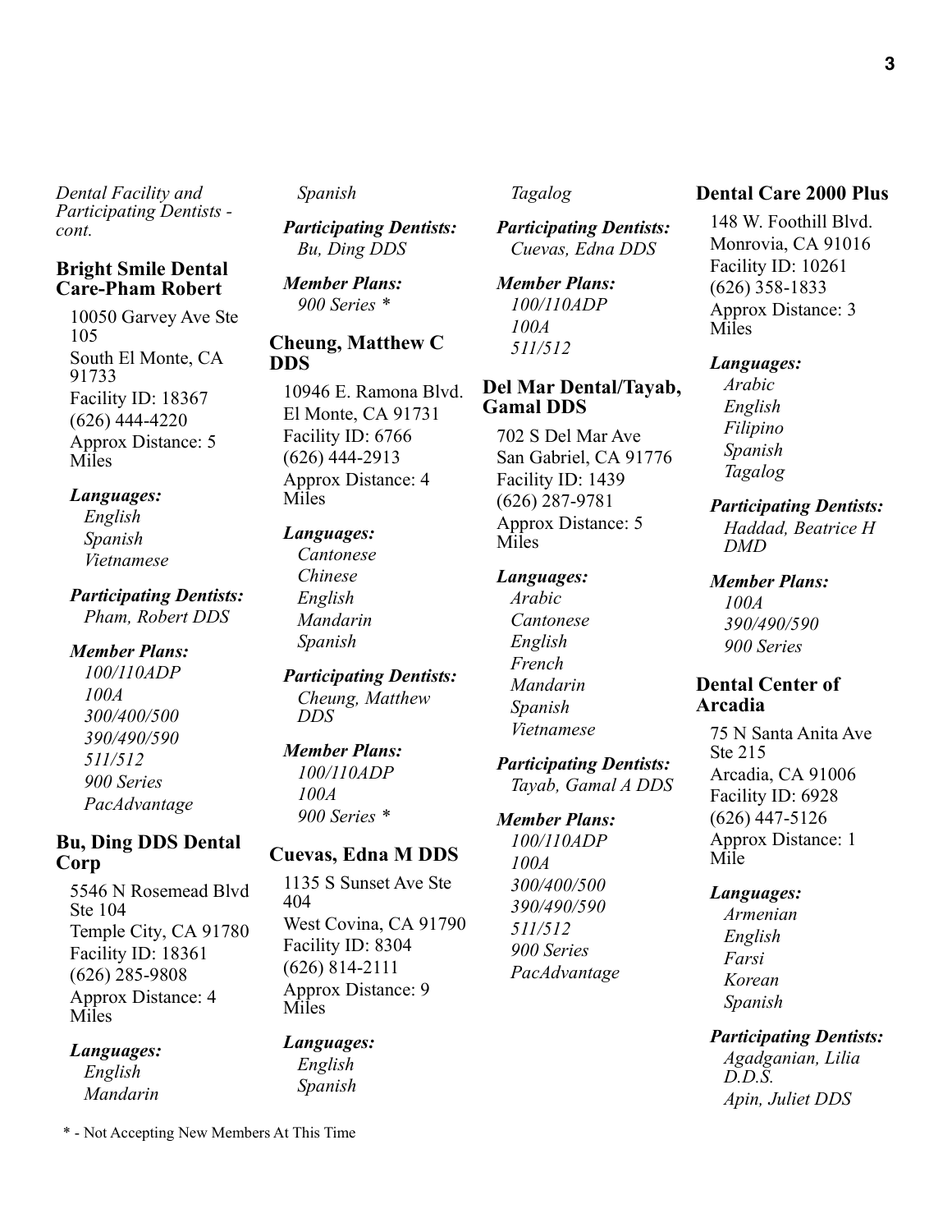*Dental Facility and Participating Dentists - cont.*

### Bright Smile Dental Care-Pham Robert

10050 Garvey Ave Ste 105
South El Monte, CA 91733
Facility ID: 18367
(626) 444-4220
Approx Distance: 5 Miles

***Languages:***
*English*
*Spanish*
*Vietnamese*

***Participating Dentists:***
*Pham, Robert DDS*

***Member Plans:***
*100/110ADP*
*100A*
*300/400/500*
*390/490/590*
*511/512*
*900 Series*
*PacAdvantage*

### Bu, Ding DDS Dental Corp

5546 N Rosemead Blvd Ste 104
Temple City, CA 91780
Facility ID: 18361
(626) 285-9808
Approx Distance: 4 Miles

***Languages:***
*English*
*Mandarin*
*Spanish*

***Participating Dentists:***
*Bu, Ding DDS*

***Member Plans:***
*900 Series **

### Cheung, Matthew C DDS

10946 E. Ramona Blvd.
El Monte, CA 91731
Facility ID: 6766
(626) 444-2913
Approx Distance: 4 Miles

***Languages:***
*Cantonese*
*Chinese*
*English*
*Mandarin*
*Spanish*

***Participating Dentists:***
*Cheung, Matthew DDS*

***Member Plans:***
*100/110ADP*
*100A*
*900 Series **

### Cuevas, Edna M DDS

1135 S Sunset Ave Ste 404
West Covina, CA 91790
Facility ID: 8304
(626) 814-2111
Approx Distance: 9 Miles

***Languages:***
*English*
*Spanish*
*Tagalog*

***Participating Dentists:***
*Cuevas, Edna DDS*

***Member Plans:***
*100/110ADP*
*100A*
*511/512*

### Del Mar Dental/Tayab, Gamal DDS

702 S Del Mar Ave
San Gabriel, CA 91776
Facility ID: 1439
(626) 287-9781
Approx Distance: 5 Miles

***Languages:***
*Arabic*
*Cantonese*
*English*
*French*
*Mandarin*
*Spanish*
*Vietnamese*

***Participating Dentists:***
*Tayab, Gamal A DDS*

***Member Plans:***
*100/110ADP*
*100A*
*300/400/500*
*390/490/590*
*511/512*
*900 Series*
*PacAdvantage*

### Dental Care 2000 Plus

148 W. Foothill Blvd.
Monrovia, CA 91016
Facility ID: 10261
(626) 358-1833
Approx Distance: 3 Miles

***Languages:***
*Arabic*
*English*
*Filipino*
*Spanish*
*Tagalog*

***Participating Dentists:***
*Haddad, Beatrice H DMD*

***Member Plans:***
*100A*
*390/490/590*
*900 Series*

### Dental Center of Arcadia

75 N Santa Anita Ave Ste 215
Arcadia, CA 91006
Facility ID: 6928
(626) 447-5126
Approx Distance: 1 Mile

***Languages:***
*Armenian*
*English*
*Farsi*
*Korean*
*Spanish*

***Participating Dentists:***
*Agadganian, Lilia D.D.S.*
*Apin, Juliet DDS*

\* - Not Accepting New Members At This Time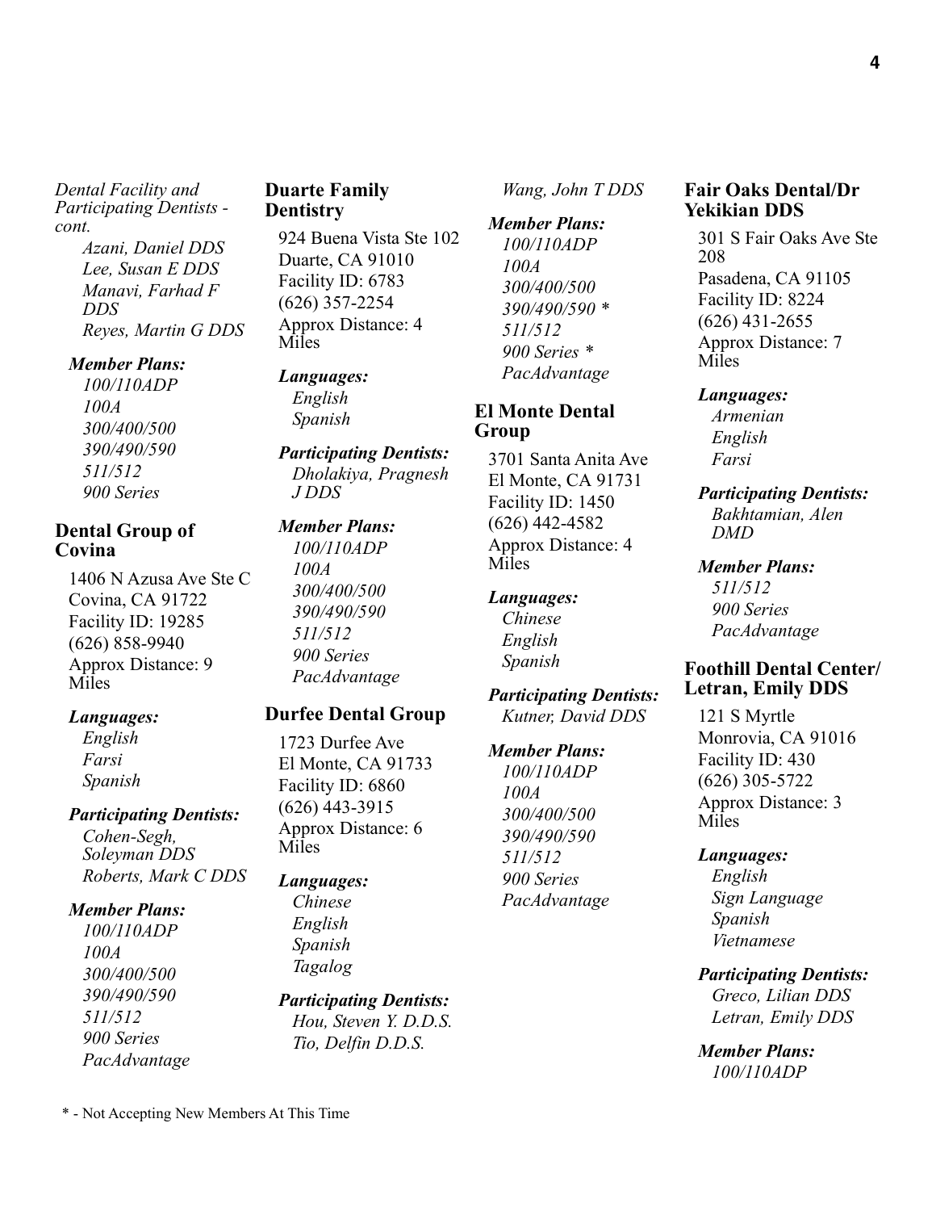*Dental Facility and Participating Dentists - cont.*

*Azani, Daniel DDS*
*Lee, Susan E DDS*
*Manavi, Farhad F DDS*
*Reyes, Martin G DDS*

***Member Plans:***

*100/110ADP*
*100A*
*300/400/500*
*390/490/590*
*511/512*
*900 Series*

### Dental Group of Covina

1406 N Azusa Ave Ste C
Covina, CA 91722
Facility ID: 19285
(626) 858-9940
Approx Distance: 9 Miles

***Languages:***

*English*
*Farsi*
*Spanish*

***Participating Dentists:***

*Cohen-Segh, Soleyman DDS*
*Roberts, Mark C DDS*

***Member Plans:***

*100/110ADP*
*100A*
*300/400/500*
*390/490/590*
*511/512*
*900 Series*
*PacAdvantage*

### Duarte Family Dentistry

924 Buena Vista Ste 102
Duarte, CA 91010
Facility ID: 6783
(626) 357-2254
Approx Distance: 4 Miles

***Languages:***

*English*
*Spanish*

***Participating Dentists:***

*Dholakiya, Pragnesh J DDS*

***Member Plans:***

*100/110ADP*
*100A*
*300/400/500*
*390/490/590*
*511/512*
*900 Series*
*PacAdvantage*

### Durfee Dental Group

1723 Durfee Ave
El Monte, CA 91733
Facility ID: 6860
(626) 443-3915
Approx Distance: 6 Miles

***Languages:***

*Chinese*
*English*
*Spanish*
*Tagalog*

***Participating Dentists:***

*Hou, Steven Y. D.D.S.*
*Tio, Delfin D.D.S.*
*Wang, John T DDS*

***Member Plans:***

*100/110ADP*
*100A*
*300/400/500*
*390/490/590 **
*511/512*
*900 Series **
*PacAdvantage*

### El Monte Dental Group

3701 Santa Anita Ave
El Monte, CA 91731
Facility ID: 1450
(626) 442-4582
Approx Distance: 4 Miles

***Languages:***

*Chinese*
*English*
*Spanish*

***Participating Dentists:***

*Kutner, David DDS*

***Member Plans:***

*100/110ADP*
*100A*
*300/400/500*
*390/490/590*
*511/512*
*900 Series*
*PacAdvantage*

### Fair Oaks Dental/Dr Yekikian DDS

301 S Fair Oaks Ave Ste 208
Pasadena, CA 91105
Facility ID: 8224
(626) 431-2655
Approx Distance: 7 Miles

***Languages:***

*Armenian*
*English*
*Farsi*

***Participating Dentists:***

*Bakhtamian, Alen DMD*

***Member Plans:***

*511/512*
*900 Series*
*PacAdvantage*

### Foothill Dental Center/ Letran, Emily DDS

121 S Myrtle
Monrovia, CA 91016
Facility ID: 430
(626) 305-5722
Approx Distance: 3 Miles

***Languages:***

*English*
*Sign Language*
*Spanish*
*Vietnamese*

***Participating Dentists:***

*Greco, Lilian DDS*
*Letran, Emily DDS*

***Member Plans:***

*100/110ADP*

* - Not Accepting New Members At This Time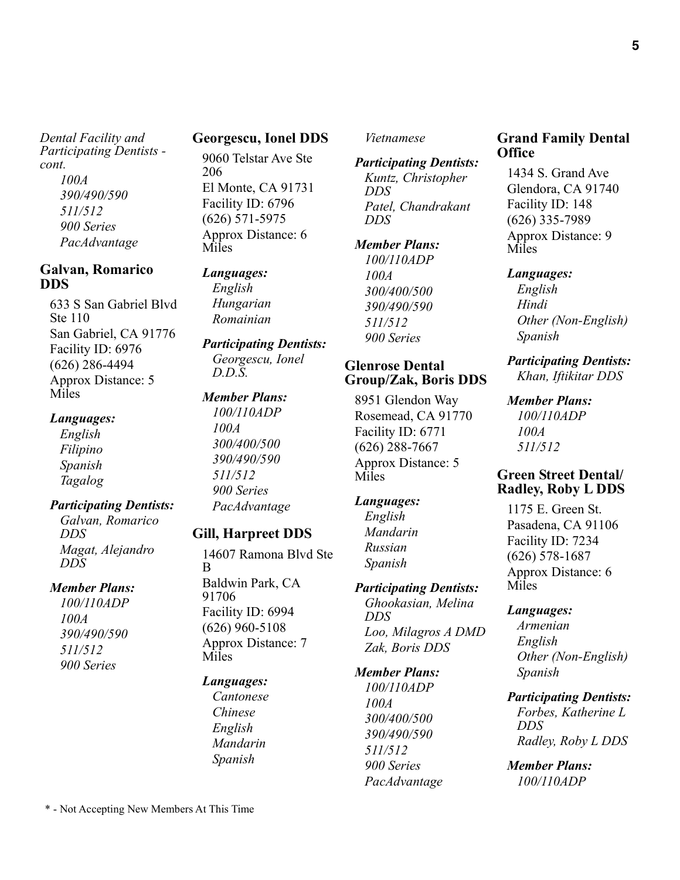*Dental Facility and Participating Dentists - cont.*

*100A*
*390/490/590*
*511/512*
*900 Series*
*PacAdvantage*

### Galvan, Romarico DDS

633 S San Gabriel Blvd Ste 110
San Gabriel, CA 91776
Facility ID: 6976
(626) 286-4494
Approx Distance: 5 Miles

***Languages:***
*English*
*Filipino*
*Spanish*
*Tagalog*

***Participating Dentists:***
*Galvan, Romarico DDS*
*Magat, Alejandro DDS*

***Member Plans:***
*100/110ADP*
*100A*
*390/490/590*
*511/512*
*900 Series*

### Georgescu, Ionel DDS

9060 Telstar Ave Ste 206
El Monte, CA 91731
Facility ID: 6796
(626) 571-5975
Approx Distance: 6 Miles

***Languages:***
*English*
*Hungarian*
*Romainian*

***Participating Dentists:***
*Georgescu, Ionel D.D.S.*

***Member Plans:***
*100/110ADP*
*100A*
*300/400/500*
*390/490/590*
*511/512*
*900 Series*
*PacAdvantage*

### Gill, Harpreet DDS

14607 Ramona Blvd Ste B
Baldwin Park, CA 91706
Facility ID: 6994
(626) 960-5108
Approx Distance: 7 Miles

***Languages:***
*Cantonese*
*Chinese*
*English*
*Mandarin*
*Spanish*
*Vietnamese*

***Participating Dentists:***
*Kuntz, Christopher DDS*
*Patel, Chandrakant DDS*

***Member Plans:***
*100/110ADP*
*100A*
*300/400/500*
*390/490/590*
*511/512*
*900 Series*

### Glenrose Dental Group/Zak, Boris DDS

8951 Glendon Way
Rosemead, CA 91770
Facility ID: 6771
(626) 288-7667
Approx Distance: 5 Miles

***Languages:***
*English*
*Mandarin*
*Russian*
*Spanish*

***Participating Dentists:***
*Ghookasian, Melina DDS*
*Loo, Milagros A DMD*
*Zak, Boris DDS*

***Member Plans:***
*100/110ADP*
*100A*
*300/400/500*
*390/490/590*
*511/512*
*900 Series*
*PacAdvantage*

### Grand Family Dental Office

1434 S. Grand Ave
Glendora, CA 91740
Facility ID: 148
(626) 335-7989
Approx Distance: 9 Miles

***Languages:***
*English*
*Hindi*
*Other (Non-English)*
*Spanish*

***Participating Dentists:***
*Khan, Iftikitar DDS*

***Member Plans:***
*100/110ADP*
*100A*
*511/512*

### Green Street Dental/ Radley, Roby L DDS

1175 E. Green St.
Pasadena, CA 91106
Facility ID: 7234
(626) 578-1687
Approx Distance: 6 Miles

***Languages:***
*Armenian*
*English*
*Other (Non-English)*
*Spanish*

***Participating Dentists:***
*Forbes, Katherine L DDS*
*Radley, Roby L DDS*

***Member Plans:***
*100/110ADP*

\* - Not Accepting New Members At This Time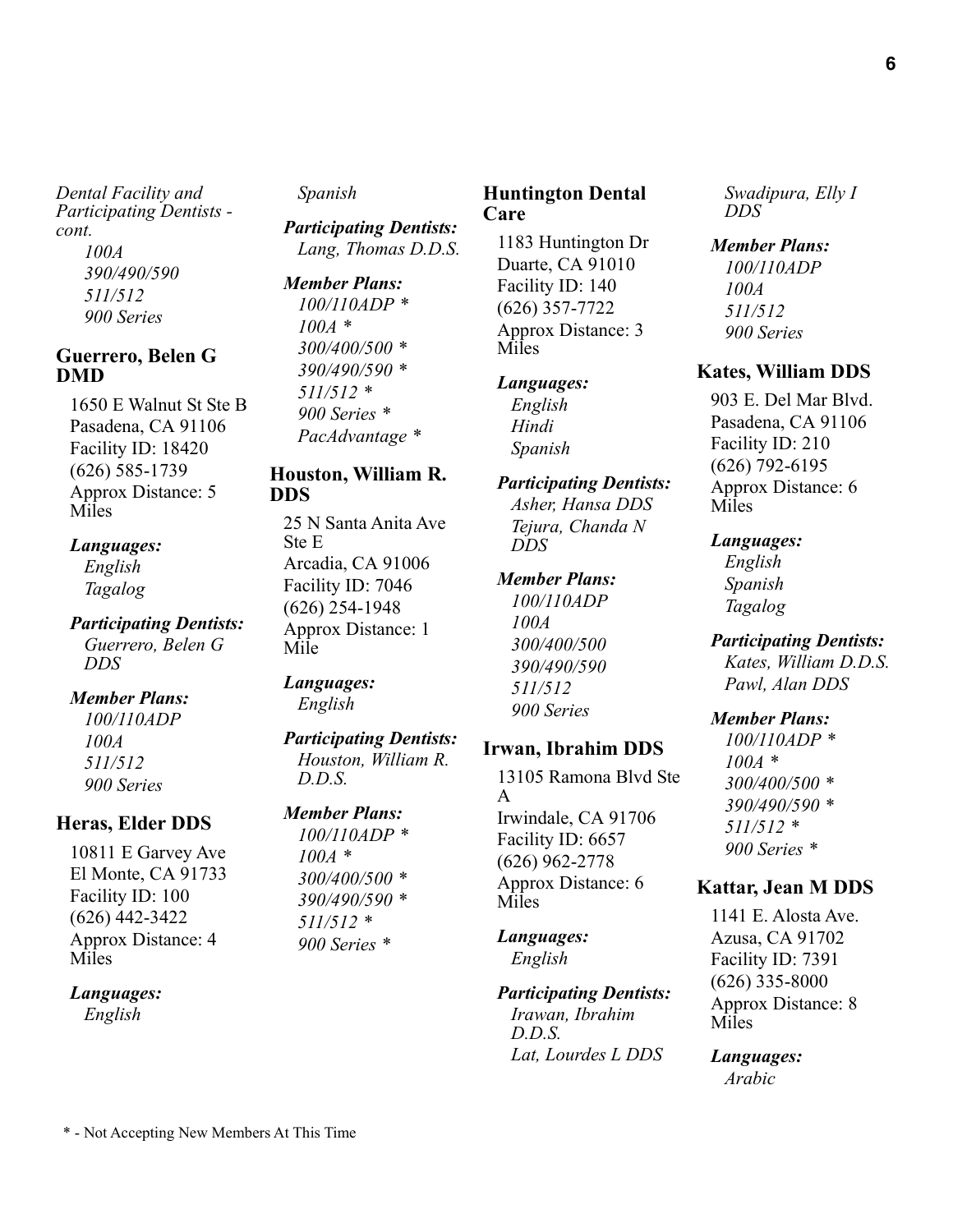*Dental Facility and Participating Dentists - cont.*

*100A*
*390/490/590*
*511/512*
*900 Series*

## Guerrero, Belen G DMD

1650 E Walnut St Ste B
Pasadena, CA 91106
Facility ID: 18420
(626) 585-1739
Approx Distance: 5 Miles

***Languages:***
*English*
*Tagalog*

***Participating Dentists:***
*Guerrero, Belen G DDS*

***Member Plans:***
*100/110ADP*
*100A*
*511/512*
*900 Series*

## Heras, Elder DDS

10811 E Garvey Ave
El Monte, CA 91733
Facility ID: 100
(626) 442-3422
Approx Distance: 4 Miles

***Languages:***
*English*
*Spanish*

***Participating Dentists:***
*Lang, Thomas D.D.S.*

***Member Plans:***
*100/110ADP **
*100A **
*300/400/500 **
*390/490/590 **
*511/512 **
*900 Series **
*PacAdvantage **

## Houston, William R. DDS

25 N Santa Anita Ave Ste E
Arcadia, CA 91006
Facility ID: 7046
(626) 254-1948
Approx Distance: 1 Mile

***Languages:***
*English*

***Participating Dentists:***
*Houston, William R. D.D.S.*

***Member Plans:***
*100/110ADP **
*100A **
*300/400/500 **
*390/490/590 **
*511/512 **
*900 Series **

## Huntington Dental Care

1183 Huntington Dr
Duarte, CA 91010
Facility ID: 140
(626) 357-7722
Approx Distance: 3 Miles

***Languages:***
*English*
*Hindi*
*Spanish*

***Participating Dentists:***
*Asher, Hansa DDS*
*Tejura, Chanda N DDS*

***Member Plans:***
*100/110ADP*
*100A*
*300/400/500*
*390/490/590*
*511/512*
*900 Series*

## Irwan, Ibrahim DDS

13105 Ramona Blvd Ste A
Irwindale, CA 91706
Facility ID: 6657
(626) 962-2778
Approx Distance: 6 Miles

***Languages:***
*English*

***Participating Dentists:***
*Irawan, Ibrahim D.D.S.*
*Lat, Lourdes L DDS*
*Swadipura, Elly I DDS*

***Member Plans:***
*100/110ADP*
*100A*
*511/512*
*900 Series*

## Kates, William DDS

903 E. Del Mar Blvd.
Pasadena, CA 91106
Facility ID: 210
(626) 792-6195
Approx Distance: 6 Miles

***Languages:***
*English*
*Spanish*
*Tagalog*

***Participating Dentists:***
*Kates, William D.D.S.*
*Pawl, Alan DDS*

***Member Plans:***
*100/110ADP **
*100A **
*300/400/500 **
*390/490/590 **
*511/512 **
*900 Series **

## Kattar, Jean M DDS

1141 E. Alosta Ave.
Azusa, CA 91702
Facility ID: 7391
(626) 335-8000
Approx Distance: 8 Miles

***Languages:***
*Arabic*

\* - Not Accepting New Members At This Time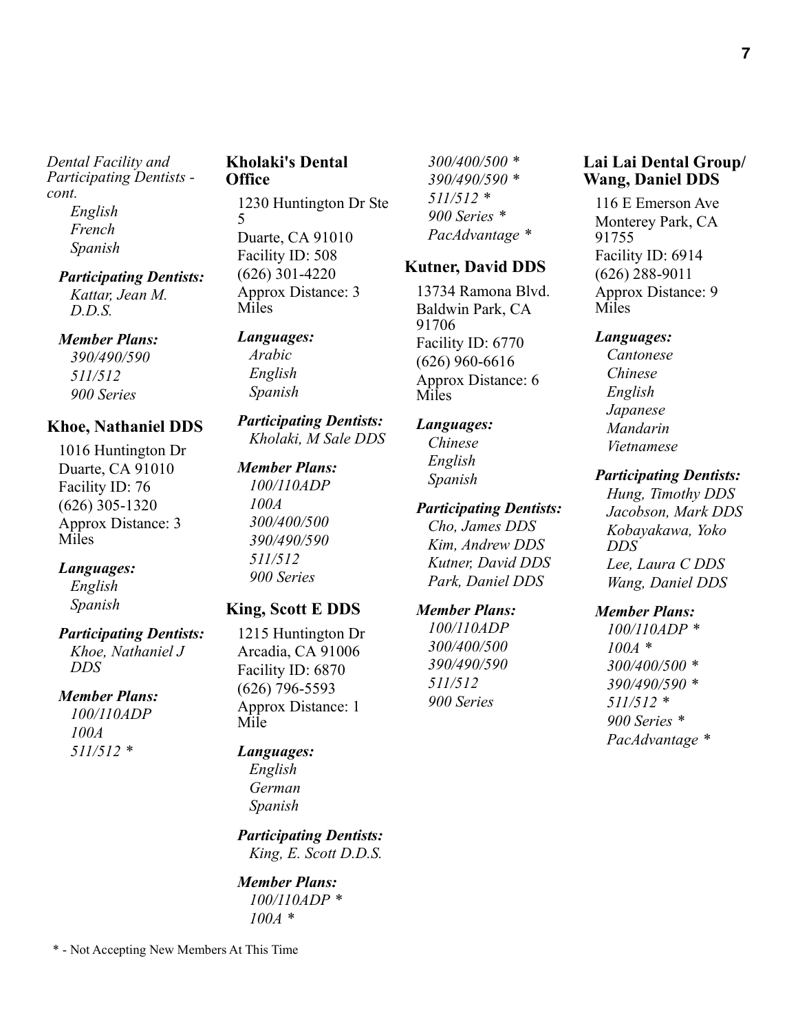*Dental Facility and Participating Dentists - cont.*

*English*
*French*
*Spanish*

***Participating Dentists:***
*Kattar, Jean M. D.D.S.*

***Member Plans:***
*390/490/590*
*511/512*
*900 Series*

### Khoe, Nathaniel DDS

1016 Huntington Dr
Duarte, CA 91010
Facility ID: 76
(626) 305-1320
Approx Distance: 3 Miles

***Languages:***
*English*
*Spanish*

***Participating Dentists:***
*Khoe, Nathaniel J DDS*

***Member Plans:***
*100/110ADP*
*100A*
*511/512 **

### Kholaki's Dental Office

1230 Huntington Dr Ste 5
Duarte, CA 91010
Facility ID: 508
(626) 301-4220
Approx Distance: 3 Miles

***Languages:***
*Arabic*
*English*
*Spanish*

***Participating Dentists:***
*Kholaki, M Sale DDS*

***Member Plans:***
*100/110ADP*
*100A*
*300/400/500*
*390/490/590*
*511/512*
*900 Series*

### King, Scott E DDS

1215 Huntington Dr
Arcadia, CA 91006
Facility ID: 6870
(626) 796-5593
Approx Distance: 1 Mile

***Languages:***
*English*
*German*
*Spanish*

***Participating Dentists:***
*King, E. Scott D.D.S.*

***Member Plans:***
*100/110ADP **
*100A **
*300/400/500 **
*390/490/590 **
*511/512 **
*900 Series **
*PacAdvantage **

### Kutner, David DDS

13734 Ramona Blvd.
Baldwin Park, CA 91706
Facility ID: 6770
(626) 960-6616
Approx Distance: 6 Miles

***Languages:***
*Chinese*
*English*
*Spanish*

***Participating Dentists:***
*Cho, James DDS*
*Kim, Andrew DDS*
*Kutner, David DDS*
*Park, Daniel DDS*

***Member Plans:***
*100/110ADP*
*300/400/500*
*390/490/590*
*511/512*
*900 Series*

### Lai Lai Dental Group/ Wang, Daniel DDS

116 E Emerson Ave
Monterey Park, CA 91755
Facility ID: 6914
(626) 288-9011
Approx Distance: 9 Miles

***Languages:***
*Cantonese*
*Chinese*
*English*
*Japanese*
*Mandarin*
*Vietnamese*

***Participating Dentists:***
*Hung, Timothy DDS*
*Jacobson, Mark DDS*
*Kobayakawa, Yoko DDS*
*Lee, Laura C DDS*
*Wang, Daniel DDS*

***Member Plans:***
*100/110ADP **
*100A **
*300/400/500 **
*390/490/590 **
*511/512 **
*900 Series **
*PacAdvantage **

* - Not Accepting New Members At This Time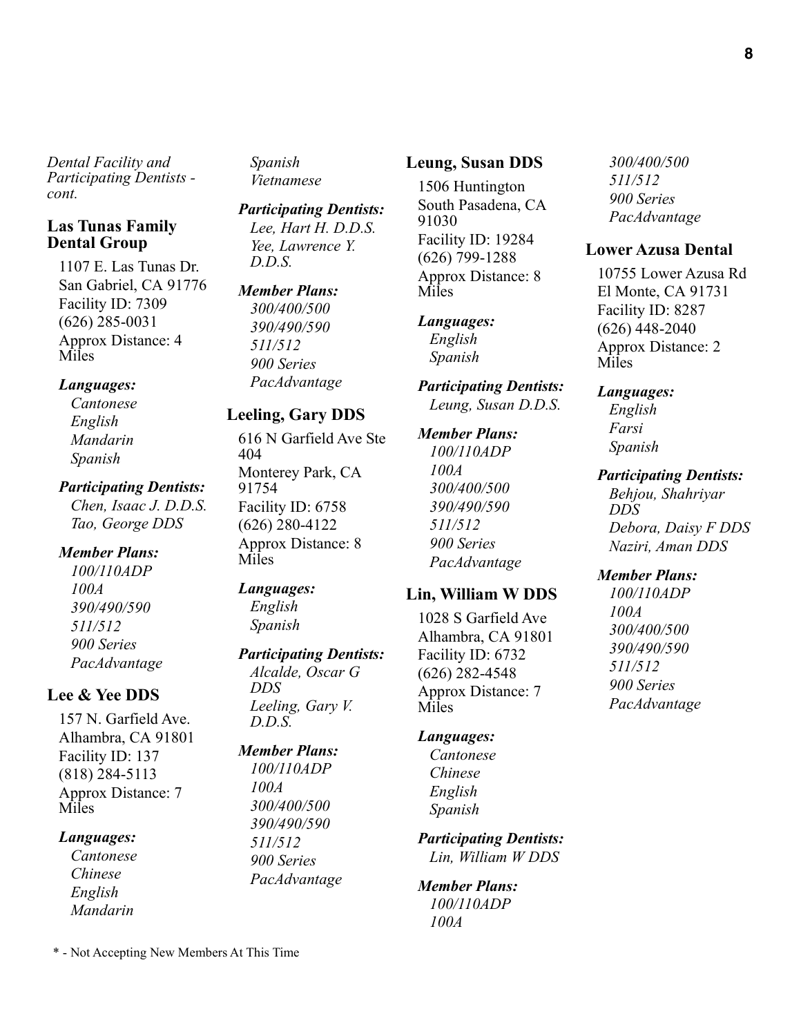*Dental Facility and Participating Dentists - cont.*

### Las Tunas Family Dental Group

1107 E. Las Tunas Dr.
San Gabriel, CA 91776
Facility ID: 7309
(626) 285-0031
Approx Distance: 4 Miles

***Languages:***

*Cantonese*
*English*
*Mandarin*
*Spanish*

***Participating Dentists:***

*Chen, Isaac J. D.D.S.*
*Tao, George DDS*

***Member Plans:***

*100/110ADP*
*100A*
*390/490/590*
*511/512*
*900 Series*
*PacAdvantage*

### Lee & Yee DDS

157 N. Garfield Ave.
Alhambra, CA 91801
Facility ID: 137
(818) 284-5113
Approx Distance: 7 Miles

***Languages:***

*Cantonese*
*Chinese*
*English*
*Mandarin*
*Spanish*
*Vietnamese*

***Participating Dentists:***

*Lee, Hart H. D.D.S.*
*Yee, Lawrence Y. D.D.S.*

***Member Plans:***

*300/400/500*
*390/490/590*
*511/512*
*900 Series*
*PacAdvantage*

### Leeling, Gary DDS

616 N Garfield Ave Ste 404
Monterey Park, CA 91754
Facility ID: 6758
(626) 280-4122
Approx Distance: 8 Miles

***Languages:***

*English*
*Spanish*

***Participating Dentists:***

*Alcalde, Oscar G DDS*
*Leeling, Gary V. D.D.S.*

***Member Plans:***

*100/110ADP*
*100A*
*300/400/500*
*390/490/590*
*511/512*
*900 Series*
*PacAdvantage*

### Leung, Susan DDS

1506 Huntington
South Pasadena, CA 91030
Facility ID: 19284
(626) 799-1288
Approx Distance: 8 Miles

***Languages:***

*English*
*Spanish*

***Participating Dentists:***

*Leung, Susan D.D.S.*

***Member Plans:***

*100/110ADP*
*100A*
*300/400/500*
*390/490/590*
*511/512*
*900 Series*
*PacAdvantage*

### Lin, William W DDS

1028 S Garfield Ave
Alhambra, CA 91801
Facility ID: 6732
(626) 282-4548
Approx Distance: 7 Miles

***Languages:***

*Cantonese*
*Chinese*
*English*
*Spanish*

***Participating Dentists:***

*Lin, William W DDS*

***Member Plans:***

*100/110ADP*
*100A*
*300/400/500*
*511/512*
*900 Series*
*PacAdvantage*

### Lower Azusa Dental

10755 Lower Azusa Rd
El Monte, CA 91731
Facility ID: 8287
(626) 448-2040
Approx Distance: 2 Miles

***Languages:***

*English*
*Farsi*
*Spanish*

***Participating Dentists:***

*Behjou, Shahriyar DDS*
*Debora, Daisy F DDS*
*Naziri, Aman DDS*

***Member Plans:***

*100/110ADP*
*100A*
*300/400/500*
*390/490/590*
*511/512*
*900 Series*
*PacAdvantage*

\* - Not Accepting New Members At This Time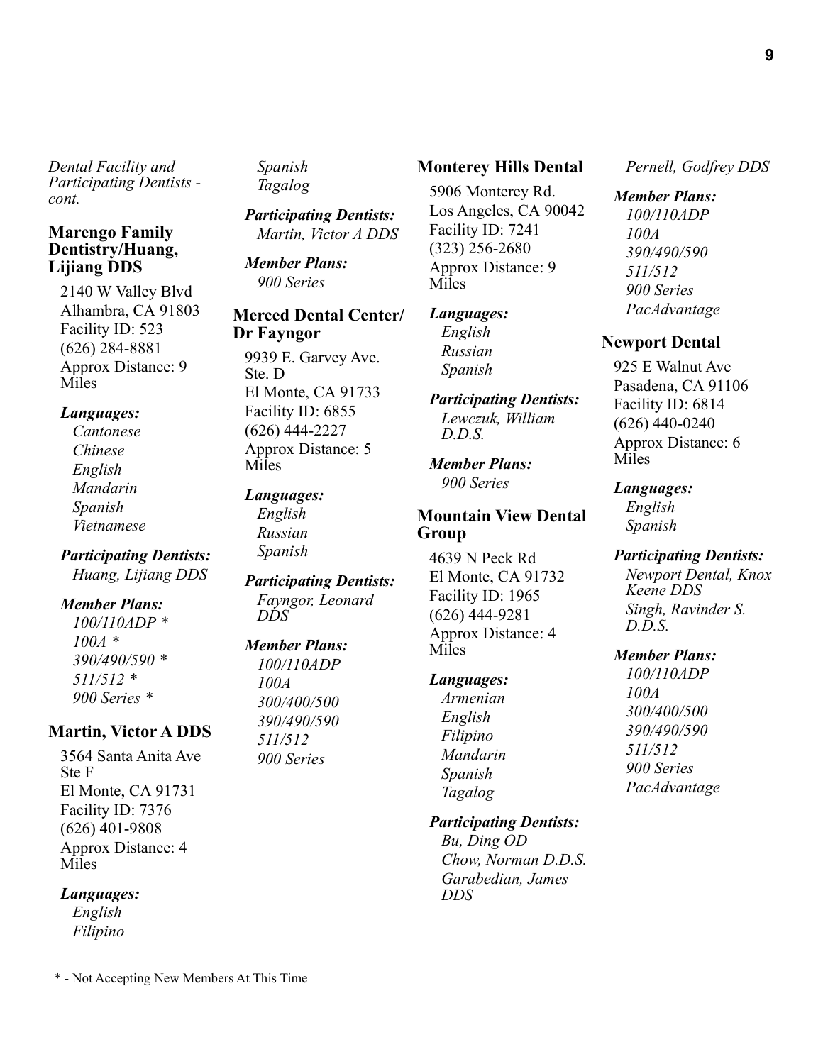*Dental Facility and Participating Dentists - cont.*

### Marengo Family Dentistry/Huang, Lijiang DDS

2140 W Valley Blvd
Alhambra, CA 91803
Facility ID: 523
(626) 284-8881
Approx Distance: 9 Miles

***Languages:***
*Cantonese*
*Chinese*
*English*
*Mandarin*
*Spanish*
*Vietnamese*

***Participating Dentists:***
*Huang, Lijiang DDS*

***Member Plans:***
*100/110ADP **
*100A **
*390/490/590 **
*511/512 **
*900 Series **

### Martin, Victor A DDS

3564 Santa Anita Ave Ste F
El Monte, CA 91731
Facility ID: 7376
(626) 401-9808
Approx Distance: 4 Miles

***Languages:***
*English*
*Filipino*
*Spanish*
*Tagalog*

***Participating Dentists:***
*Martin, Victor A DDS*

***Member Plans:***
*900 Series*

### Merced Dental Center/ Dr Fayngor

9939 E. Garvey Ave. Ste. D
El Monte, CA 91733
Facility ID: 6855
(626) 444-2227
Approx Distance: 5 Miles

***Languages:***
*English*
*Russian*
*Spanish*

***Participating Dentists:***
*Fayngor, Leonard DDS*

***Member Plans:***
*100/110ADP*
*100A*
*300/400/500*
*390/490/590*
*511/512*
*900 Series*

### Monterey Hills Dental

5906 Monterey Rd.
Los Angeles, CA 90042
Facility ID: 7241
(323) 256-2680
Approx Distance: 9 Miles

***Languages:***
*English*
*Russian*
*Spanish*

***Participating Dentists:***
*Lewczuk, William D.D.S.*

***Member Plans:***
*900 Series*

### Mountain View Dental Group

4639 N Peck Rd
El Monte, CA 91732
Facility ID: 1965
(626) 444-9281
Approx Distance: 4 Miles

***Languages:***
*Armenian*
*English*
*Filipino*
*Mandarin*
*Spanish*
*Tagalog*

***Participating Dentists:***
*Bu, Ding OD*
*Chow, Norman D.D.S.*
*Garabedian, James DDS*
*Pernell, Godfrey DDS*

***Member Plans:***
*100/110ADP*
*100A*
*390/490/590*
*511/512*
*900 Series*
*PacAdvantage*

### Newport Dental

925 E Walnut Ave
Pasadena, CA 91106
Facility ID: 6814
(626) 440-0240
Approx Distance: 6 Miles

***Languages:***
*English*
*Spanish*

***Participating Dentists:***
*Newport Dental, Knox Keene DDS*
*Singh, Ravinder S. D.D.S.*

***Member Plans:***
*100/110ADP*
*100A*
*300/400/500*
*390/490/590*
*511/512*
*900 Series*
*PacAdvantage*

\* - Not Accepting New Members At This Time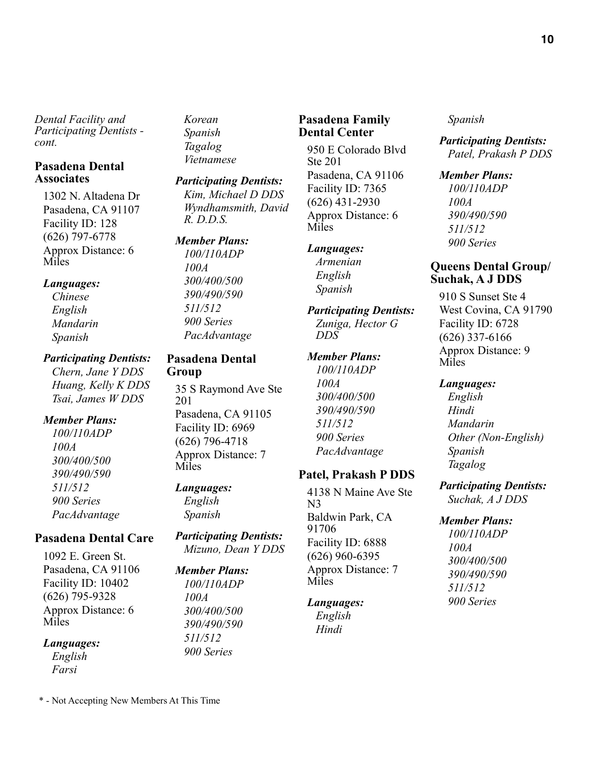*Dental Facility and Participating Dentists - cont.*

### Pasadena Dental Associates

1302 N. Altadena Dr
Pasadena, CA 91107
Facility ID: 128
(626) 797-6778
Approx Distance: 6 Miles

***Languages:***
*Chinese*
*English*
*Mandarin*
*Spanish*

***Participating Dentists:***
*Chern, Jane Y DDS*
*Huang, Kelly K DDS*
*Tsai, James W DDS*

***Member Plans:***
*100/110ADP*
*100A*
*300/400/500*
*390/490/590*
*511/512*
*900 Series*
*PacAdvantage*

### Pasadena Dental Care

1092 E. Green St.
Pasadena, CA 91106
Facility ID: 10402
(626) 795-9328
Approx Distance: 6 Miles

***Languages:***
*English*
*Farsi*
*Korean*
*Spanish*
*Tagalog*
*Vietnamese*

***Participating Dentists:***
*Kim, Michael D DDS*
*Wyndhamsmith, David R. D.D.S.*

***Member Plans:***
*100/110ADP*
*100A*
*300/400/500*
*390/490/590*
*511/512*
*900 Series*
*PacAdvantage*

### Pasadena Dental Group

35 S Raymond Ave Ste 201
Pasadena, CA 91105
Facility ID: 6969
(626) 796-4718
Approx Distance: 7 Miles

***Languages:***
*English*
*Spanish*

***Participating Dentists:***
*Mizuno, Dean Y DDS*

***Member Plans:***
*100/110ADP*
*100A*
*300/400/500*
*390/490/590*
*511/512*
*900 Series*

### Pasadena Family Dental Center

950 E Colorado Blvd Ste 201
Pasadena, CA 91106
Facility ID: 7365
(626) 431-2930
Approx Distance: 6 Miles

***Languages:***
*Armenian*
*English*
*Spanish*

***Participating Dentists:***
*Zuniga, Hector G DDS*

***Member Plans:***
*100/110ADP*
*100A*
*300/400/500*
*390/490/590*
*511/512*
*900 Series*
*PacAdvantage*

### Patel, Prakash P DDS

4138 N Maine Ave Ste N3
Baldwin Park, CA 91706
Facility ID: 6888
(626) 960-6395
Approx Distance: 7 Miles

***Languages:***
*English*
*Hindi*
*Spanish*

***Participating Dentists:***
*Patel, Prakash P DDS*

***Member Plans:***
*100/110ADP*
*100A*
*390/490/590*
*511/512*
*900 Series*

### Queens Dental Group/ Suchak, A J DDS

910 S Sunset Ste 4
West Covina, CA 91790
Facility ID: 6728
(626) 337-6166
Approx Distance: 9 Miles

***Languages:***
*English*
*Hindi*
*Mandarin*
*Other (Non-English)*
*Spanish*
*Tagalog*

***Participating Dentists:***
*Suchak, A J DDS*

***Member Plans:***
*100/110ADP*
*100A*
*300/400/500*
*390/490/590*
*511/512*
*900 Series*

\* - Not Accepting New Members At This Time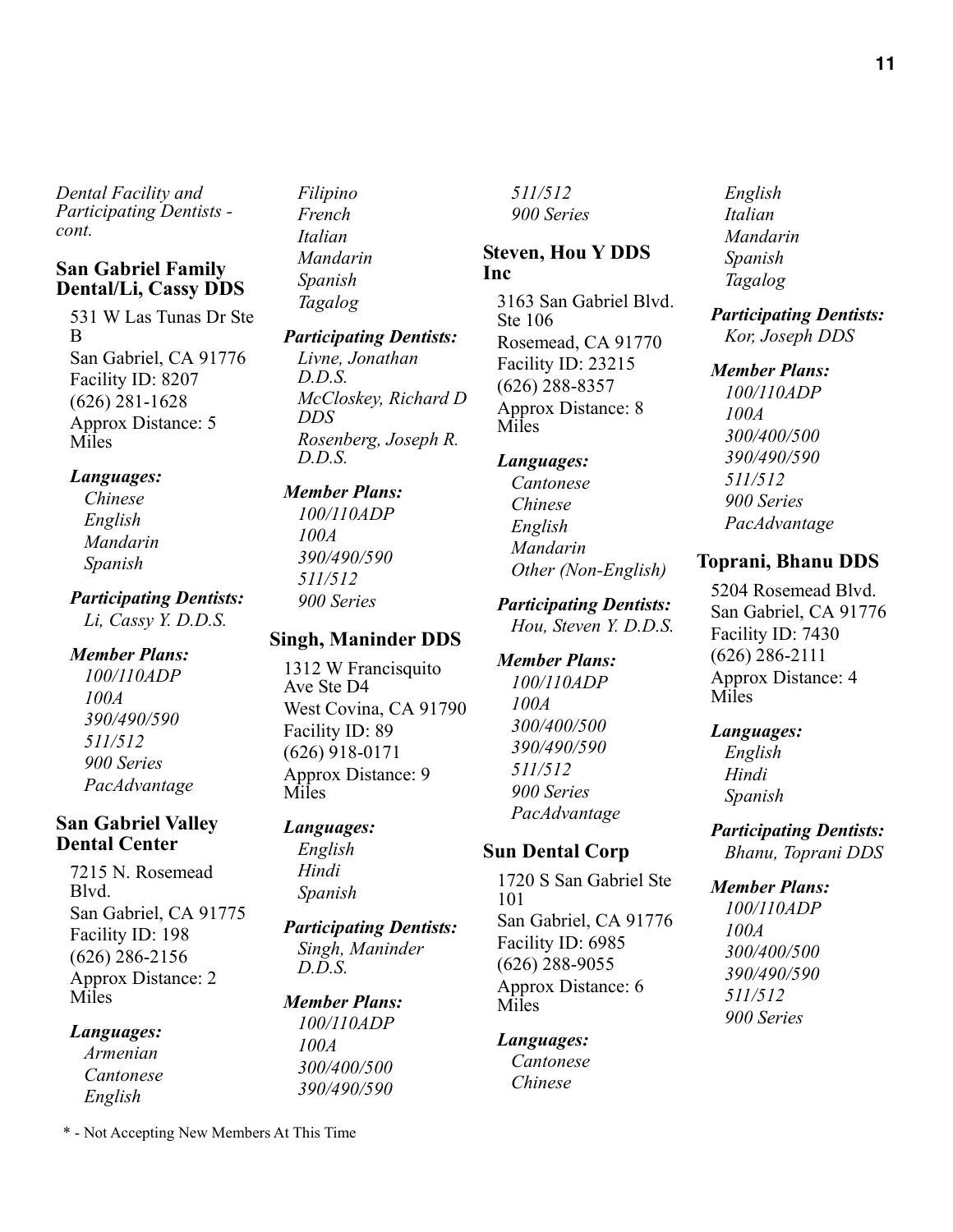*Dental Facility and Participating Dentists - cont.*

### San Gabriel Family Dental/Li, Cassy DDS

531 W Las Tunas Dr Ste B
San Gabriel, CA 91776
Facility ID: 8207
(626) 281-1628
Approx Distance: 5 Miles

***Languages:***
*Chinese*
*English*
*Mandarin*
*Spanish*

***Participating Dentists:***
*Li, Cassy Y. D.D.S.*

***Member Plans:***
*100/110ADP*
*100A*
*390/490/590*
*511/512*
*900 Series*
*PacAdvantage*

### San Gabriel Valley Dental Center

7215 N. Rosemead Blvd.
San Gabriel, CA 91775
Facility ID: 198
(626) 286-2156
Approx Distance: 2 Miles

***Languages:***
*Armenian*
*Cantonese*
*English*
*Filipino*
*French*
*Italian*
*Mandarin*
*Spanish*
*Tagalog*

***Participating Dentists:***
*Livne, Jonathan D.D.S.*
*McCloskey, Richard D DDS*
*Rosenberg, Joseph R. D.D.S.*

***Member Plans:***
*100/110ADP*
*100A*
*390/490/590*
*511/512*
*900 Series*

### Singh, Maninder DDS

1312 W Francisquito Ave Ste D4
West Covina, CA 91790
Facility ID: 89
(626) 918-0171
Approx Distance: 9 Miles

***Languages:***
*English*
*Hindi*
*Spanish*

***Participating Dentists:***
*Singh, Maninder D.D.S.*

***Member Plans:***
*100/110ADP*
*100A*
*300/400/500*
*390/490/590*
*511/512*
*900 Series*

### Steven, Hou Y DDS Inc

3163 San Gabriel Blvd. Ste 106
Rosemead, CA 91770
Facility ID: 23215
(626) 288-8357
Approx Distance: 8 Miles

***Languages:***
*Cantonese*
*Chinese*
*English*
*Mandarin*
*Other (Non-English)*

***Participating Dentists:***
*Hou, Steven Y. D.D.S.*

***Member Plans:***
*100/110ADP*
*100A*
*300/400/500*
*390/490/590*
*511/512*
*900 Series*
*PacAdvantage*

### Sun Dental Corp

1720 S San Gabriel Ste 101
San Gabriel, CA 91776
Facility ID: 6985
(626) 288-9055
Approx Distance: 6 Miles

***Languages:***
*Cantonese*
*Chinese*
*English*
*Italian*
*Mandarin*
*Spanish*
*Tagalog*

***Participating Dentists:***
*Kor, Joseph DDS*

***Member Plans:***
*100/110ADP*
*100A*
*300/400/500*
*390/490/590*
*511/512*
*900 Series*
*PacAdvantage*

### Toprani, Bhanu DDS

5204 Rosemead Blvd.
San Gabriel, CA 91776
Facility ID: 7430
(626) 286-2111
Approx Distance: 4 Miles

***Languages:***
*English*
*Hindi*
*Spanish*

***Participating Dentists:***
*Bhanu, Toprani DDS*

***Member Plans:***
*100/110ADP*
*100A*
*300/400/500*
*390/490/590*
*511/512*
*900 Series*

\* - Not Accepting New Members At This Time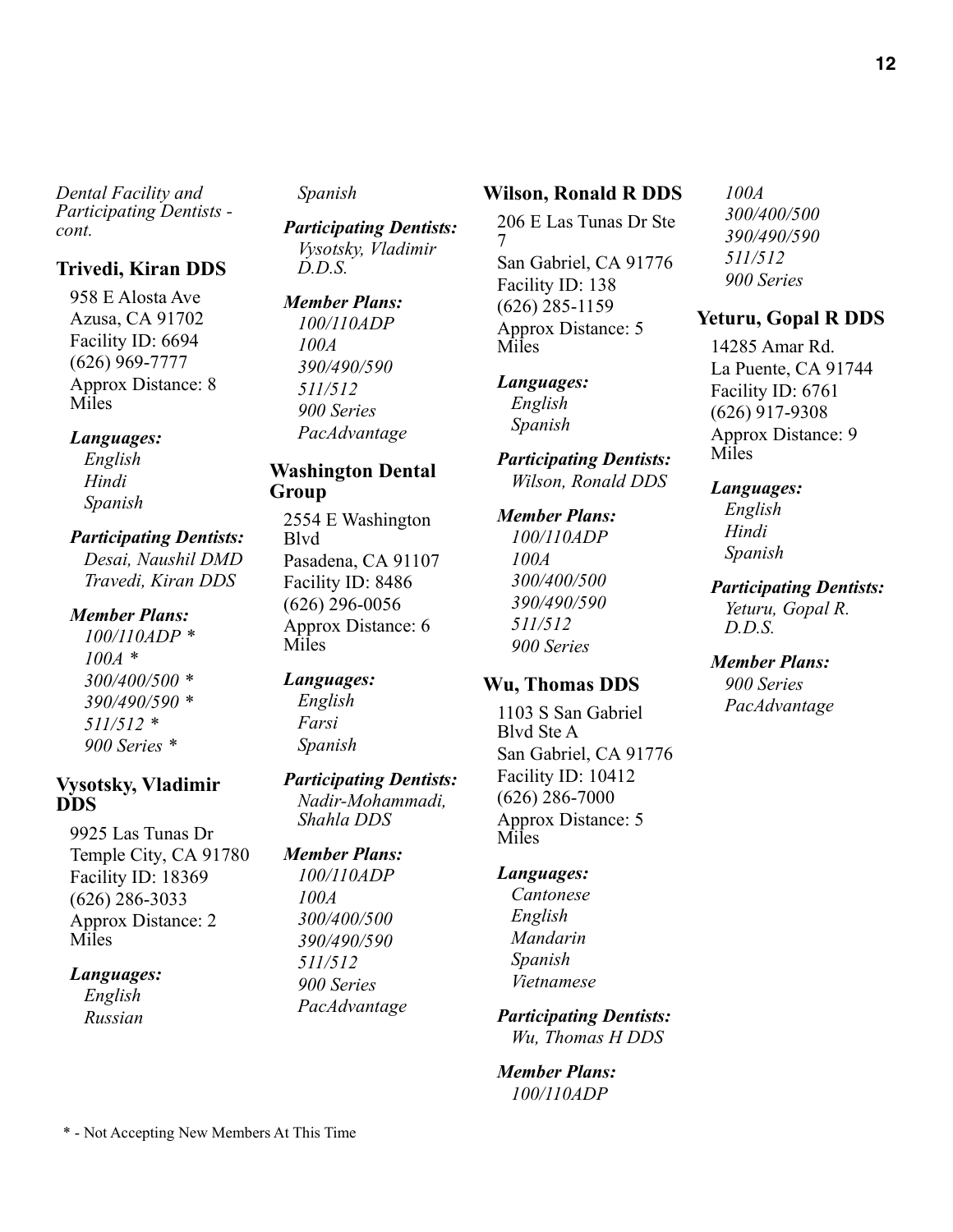*Dental Facility and Participating Dentists - cont.*

### Trivedi, Kiran DDS

958 E Alosta Ave
Azusa, CA 91702
Facility ID: 6694
(626) 969-7777
Approx Distance: 8 Miles

***Languages:***
*English*
*Hindi*
*Spanish*

***Participating Dentists:***
*Desai, Naushil DMD*
*Travedi, Kiran DDS*

***Member Plans:***
*100/110ADP **
*100A **
*300/400/500 **
*390/490/590 **
*511/512 **
*900 Series **

### Vysotsky, Vladimir DDS

9925 Las Tunas Dr
Temple City, CA 91780
Facility ID: 18369
(626) 286-3033
Approx Distance: 2 Miles

***Languages:***
*English*
*Russian*
*Spanish*

***Participating Dentists:***
*Vysotsky, Vladimir D.D.S.*

***Member Plans:***
*100/110ADP*
*100A*
*390/490/590*
*511/512*
*900 Series*
*PacAdvantage*

### Washington Dental Group

2554 E Washington Blvd
Pasadena, CA 91107
Facility ID: 8486
(626) 296-0056
Approx Distance: 6 Miles

***Languages:***
*English*
*Farsi*
*Spanish*

***Participating Dentists:***
*Nadir-Mohammadi, Shahla DDS*

***Member Plans:***
*100/110ADP*
*100A*
*300/400/500*
*390/490/590*
*511/512*
*900 Series*
*PacAdvantage*

### Wilson, Ronald R DDS

206 E Las Tunas Dr Ste 7
San Gabriel, CA 91776
Facility ID: 138
(626) 285-1159
Approx Distance: 5 Miles

***Languages:***
*English*
*Spanish*

***Participating Dentists:***
*Wilson, Ronald DDS*

***Member Plans:***
*100/110ADP*
*100A*
*300/400/500*
*390/490/590*
*511/512*
*900 Series*

### Wu, Thomas DDS

1103 S San Gabriel Blvd Ste A
San Gabriel, CA 91776
Facility ID: 10412
(626) 286-7000
Approx Distance: 5 Miles

***Languages:***
*Cantonese*
*English*
*Mandarin*
*Spanish*
*Vietnamese*

***Participating Dentists:***
*Wu, Thomas H DDS*

***Member Plans:***
*100/110ADP*
*100A*
*300/400/500*
*390/490/590*
*511/512*
*900 Series*

### Yeturu, Gopal R DDS

14285 Amar Rd.
La Puente, CA 91744
Facility ID: 6761
(626) 917-9308
Approx Distance: 9 Miles

***Languages:***
*English*
*Hindi*
*Spanish*

***Participating Dentists:***
*Yeturu, Gopal R. D.D.S.*

***Member Plans:***
*900 Series*
*PacAdvantage*

\* - Not Accepting New Members At This Time